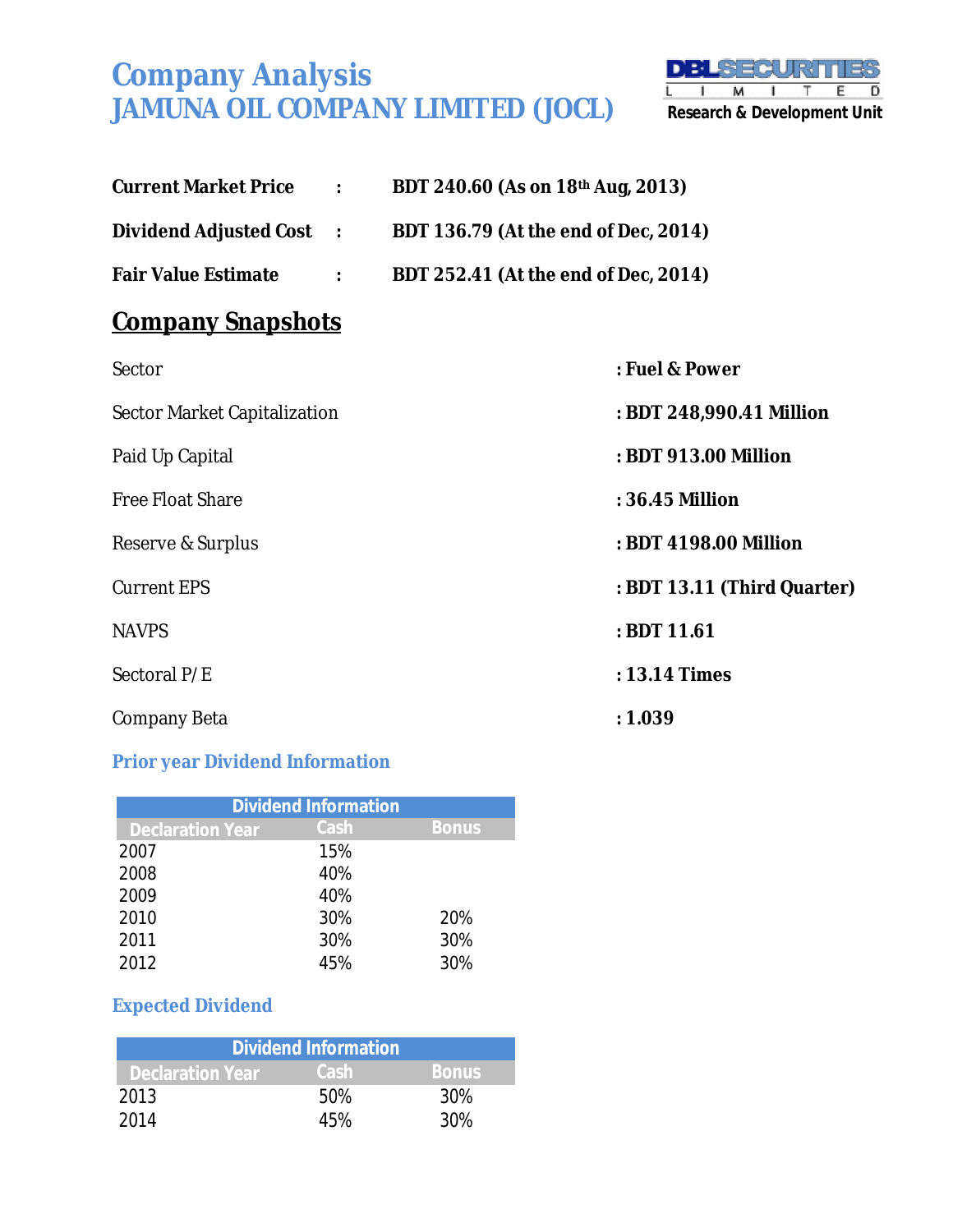# Company Analysis
# JAMUNA OIL COMPANY LIMITED (JOCL)

DBL SECURITIES LIMITED
Research & Development Unit

**Current Market Price** : **BDT 240.60 (As on 18th Aug, 2013)**

**Dividend Adjusted Cost** : **BDT 136.79 (At the end of Dec, 2014)**

**Fair Value Estimate** : **BDT 252.41 (At the end of Dec, 2014)**

## Company Snapshots

| | |
|---|---|
| Sector | **: Fuel & Power** |
| Sector Market Capitalization | **: BDT 248,990.41 Million** |
| Paid Up Capital | **: BDT 913.00 Million** |
| Free Float Share | **: 36.45 Million** |
| Reserve & Surplus | **: BDT 4198.00 Million** |
| Current EPS | **: BDT 13.11 (Third Quarter)** |
| NAVPS | **: BDT 11.61** |
| Sectoral P/E | **: 13.14 Times** |
| Company Beta | **: 1.039** |

### Prior year Dividend Information

| Dividend Information | | |
|---|---|---|
| Declaration Year | Cash | Bonus |
| 2007 | 15% | |
| 2008 | 40% | |
| 2009 | 40% | |
| 2010 | 30% | 20% |
| 2011 | 30% | 30% |
| 2012 | 45% | 30% |

### Expected Dividend

| Dividend Information | | |
|---|---|---|
| Declaration Year | Cash | Bonus |
| 2013 | 50% | 30% |
| 2014 | 45% | 30% |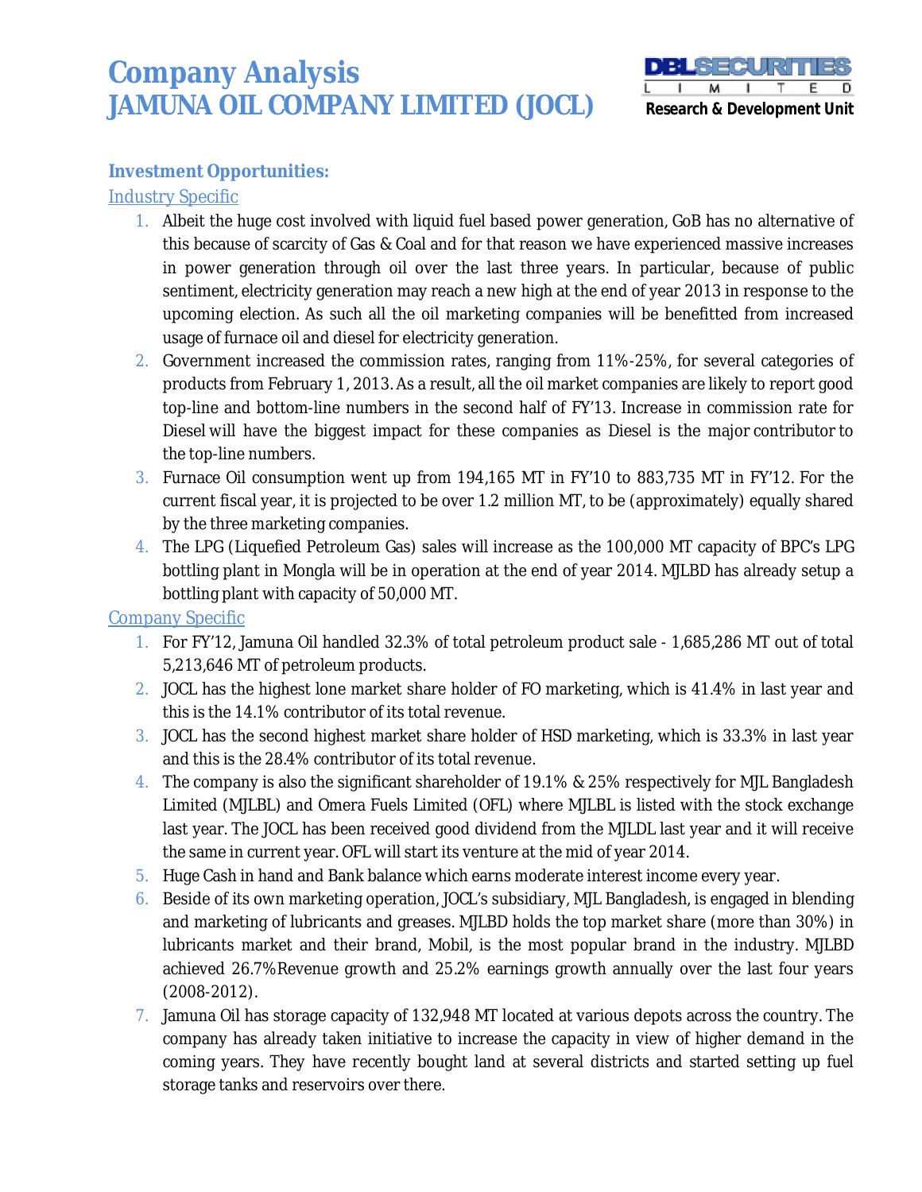# Company Analysis
# JAMUNA OIL COMPANY LIMITED (JOCL)

## Investment Opportunities:

### Industry Specific

1. Albeit the huge cost involved with liquid fuel based power generation, GoB has no alternative of this because of scarcity of Gas & Coal and for that reason we have experienced massive increases in power generation through oil over the last three years. In particular, because of public sentiment, electricity generation may reach a new high at the end of year 2013 in response to the upcoming election. As such all the oil marketing companies will be benefitted from increased usage of furnace oil and diesel for electricity generation.
2. Government increased the commission rates, ranging from 11%-25%, for several categories of products from February 1, 2013. As a result, all the oil market companies are likely to report good top-line and bottom-line numbers in the second half of FY'13. Increase in commission rate for Diesel will have the biggest impact for these companies as Diesel is the major contributor to the top-line numbers.
3. Furnace Oil consumption went up from 194,165 MT in FY'10 to 883,735 MT in FY'12. For the current fiscal year, it is projected to be over 1.2 million MT, to be (approximately) equally shared by the three marketing companies.
4. The LPG (Liquefied Petroleum Gas) sales will increase as the 100,000 MT capacity of BPC's LPG bottling plant in Mongla will be in operation at the end of year 2014. MJLBD has already setup a bottling plant with capacity of 50,000 MT.

### Company Specific

1. For FY'12, Jamuna Oil handled 32.3% of total petroleum product sale - 1,685,286 MT out of total 5,213,646 MT of petroleum products.
2. JOCL has the highest lone market share holder of FO marketing, which is 41.4% in last year and this is the 14.1% contributor of its total revenue.
3. JOCL has the second highest market share holder of HSD marketing, which is 33.3% in last year and this is the 28.4% contributor of its total revenue.
4. The company is also the significant shareholder of 19.1% & 25% respectively for MJL Bangladesh Limited (MJLBL) and Omera Fuels Limited (OFL) where MJLBL is listed with the stock exchange last year. The JOCL has been received good dividend from the MJLDL last year and it will receive the same in current year. OFL will start its venture at the mid of year 2014.
5. Huge Cash in hand and Bank balance which earns moderate interest income every year.
6. Beside of its own marketing operation, JOCL's subsidiary, MJL Bangladesh, is engaged in blending and marketing of lubricants and greases. MJLBD holds the top market share (more than 30%) in lubricants market and their brand, Mobil, is the most popular brand in the industry. MJLBD achieved 26.7%Revenue growth and 25.2% earnings growth annually over the last four years (2008-2012).
7. Jamuna Oil has storage capacity of 132,948 MT located at various depots across the country. The company has already taken initiative to increase the capacity in view of higher demand in the coming years. They have recently bought land at several districts and started setting up fuel storage tanks and reservoirs over there.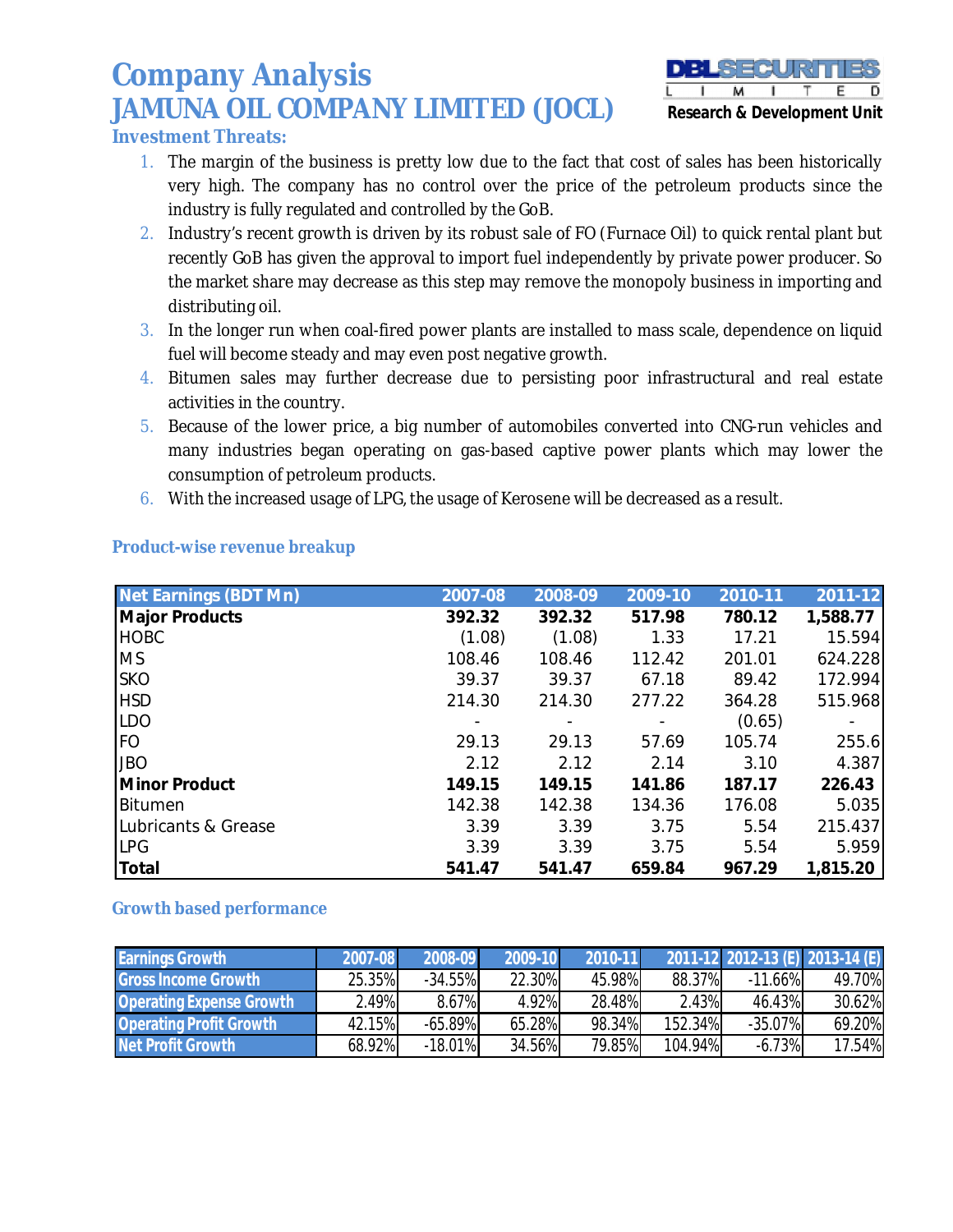# Company Analysis

# JAMUNA OIL COMPANY LIMITED (JOCL)

### Investment Threats:

1. The margin of the business is pretty low due to the fact that cost of sales has been historically very high. The company has no control over the price of the petroleum products since the industry is fully regulated and controlled by the GoB.
2. Industry's recent growth is driven by its robust sale of FO (Furnace Oil) to quick rental plant but recently GoB has given the approval to import fuel independently by private power producer. So the market share may decrease as this step may remove the monopoly business in importing and distributing oil.
3. In the longer run when coal-fired power plants are installed to mass scale, dependence on liquid fuel will become steady and may even post negative growth.
4. Bitumen sales may further decrease due to persisting poor infrastructural and real estate activities in the country.
5. Because of the lower price, a big number of automobiles converted into CNG-run vehicles and many industries began operating on gas-based captive power plants which may lower the consumption of petroleum products.
6. With the increased usage of LPG, the usage of Kerosene will be decreased as a result.

### Product-wise revenue breakup

| Net Earnings (BDT Mn) | 2007-08 | 2008-09 | 2009-10 | 2010-11 | 2011-12 |
|---|---|---|---|---|---|
| **Major Products** | **392.32** | **392.32** | **517.98** | **780.12** | **1,588.77** |
| HOBC | (1.08) | (1.08) | 1.33 | 17.21 | 15.594 |
| MS | 108.46 | 108.46 | 112.42 | 201.01 | 624.228 |
| SKO | 39.37 | 39.37 | 67.18 | 89.42 | 172.994 |
| HSD | 214.30 | 214.30 | 277.22 | 364.28 | 515.968 |
| LDO | - | - | - | (0.65) | - |
| FO | 29.13 | 29.13 | 57.69 | 105.74 | 255.6 |
| JBO | 2.12 | 2.12 | 2.14 | 3.10 | 4.387 |
| **Minor Product** | **149.15** | **149.15** | **141.86** | **187.17** | **226.43** |
| Bitumen | 142.38 | 142.38 | 134.36 | 176.08 | 5.035 |
| Lubricants & Grease | 3.39 | 3.39 | 3.75 | 5.54 | 215.437 |
| LPG | 3.39 | 3.39 | 3.75 | 5.54 | 5.959 |
| **Total** | **541.47** | **541.47** | **659.84** | **967.29** | **1,815.20** |

### Growth based performance

| Earnings Growth | 2007-08 | 2008-09 | 2009-10 | 2010-11 | 2011-12 | 2012-13 (E) | 2013-14 (E) |
|---|---|---|---|---|---|---|---|
| Gross Income Growth | 25.35% | -34.55% | 22.30% | 45.98% | 88.37% | -11.66% | 49.70% |
| Operating Expense Growth | 2.49% | 8.67% | 4.92% | 28.48% | 2.43% | 46.43% | 30.62% |
| Operating Profit Growth | 42.15% | -65.89% | 65.28% | 98.34% | 152.34% | -35.07% | 69.20% |
| Net Profit Growth | 68.92% | -18.01% | 34.56% | 79.85% | 104.94% | -6.73% | 17.54% |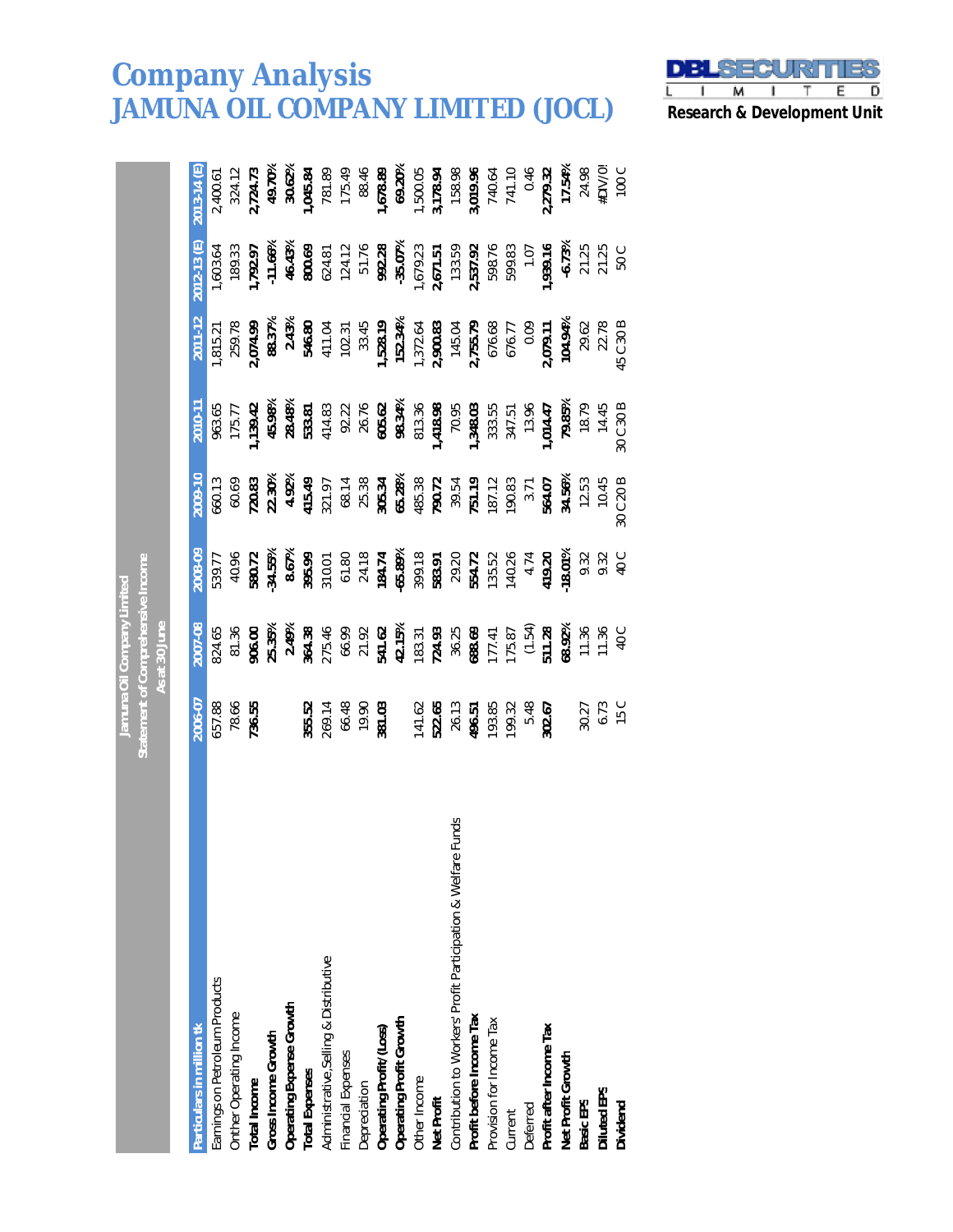# Company Analysis
# JAMUNA OIL COMPANY LIMITED (JOCL)

DBL SECURITIES LIMITED
**Research & Development Unit**

**Jamuna Oil Company Limited**
**Statement of Comprehensive Income**
**As at 30 June**

| Particulars in million tk | 2006-07 | 2007-08 | 2008-09 | 2009-10 | 2010-11 | 2011-12 | 2012-13 (E) | 2013-14 (E) |
|---|---|---|---|---|---|---|---|---|
| Earnings on Petroleum Products | 657.88 | 824.65 | 539.77 | 660.13 | 963.65 | 1,815.21 | 1,603.64 | 2,400.61 |
| Onther Operating Income | 78.66 | 81.36 | 40.96 | 60.69 | 175.77 | 259.78 | 189.33 | 324.12 |
| **Total Income** | **736.55** | **906.00** | **580.72** | **720.83** | **1,139.42** | **2,074.99** | **1,792.97** | **2,724.73** |
| **Gross Income Growth** | | **25.35%** | **-34.55%** | **22.30%** | **45.98%** | **88.37%** | **-11.66%** | **49.70%** |
| **Operating Expense Growth** | | **2.49%** | **8.67%** | **4.92%** | **28.48%** | **2.43%** | **46.43%** | **30.62%** |
| **Total Expenses** | **355.52** | **364.38** | **395.99** | **415.49** | **533.81** | **546.80** | **800.69** | **1,045.84** |
| Administrative, Selling & Distributive | 269.14 | 275.46 | 310.01 | 321.97 | 414.83 | 411.04 | 624.81 | 781.89 |
| Financial Expenses | 66.48 | 66.99 | 61.80 | 68.14 | 92.22 | 102.31 | 124.12 | 175.49 |
| Depreciation | 19.90 | 21.92 | 24.18 | 25.38 | 26.76 | 33.45 | 51.76 | 88.46 |
| **Operating Profit/(Loss)** | **381.03** | **541.62** | **184.74** | **305.34** | **605.62** | **1,528.19** | **992.28** | **1,678.89** |
| **Operating Profit Growth** | | **42.15%** | **-65.89%** | **65.28%** | **98.34%** | **152.34%** | **-35.07%** | **69.20%** |
| Other Income | 141.62 | 183.31 | 399.18 | 485.38 | 813.36 | 1,372.64 | 1,679.23 | 1,500.05 |
| **Net Profit** | **522.65** | **724.93** | **583.91** | **790.72** | **1,418.98** | **2,900.83** | **2,671.51** | **3,178.94** |
| Contribution to Workers' Profit Participation & Welfare Funds | 26.13 | 36.25 | 29.20 | 39.54 | 70.95 | 145.04 | 133.59 | 158.98 |
| **Profit before Income Tax** | **496.51** | **688.69** | **554.72** | **751.19** | **1,348.03** | **2,755.79** | **2,537.92** | **3,019.96** |
| Provision for Income Tax | 193.85 | 177.41 | 135.52 | 187.12 | 333.55 | 676.68 | 598.76 | 740.64 |
| Current | 199.32 | 175.87 | 140.26 | 190.83 | 347.51 | 676.77 | 599.83 | 741.10 |
| Deferred | 5.48 | (1.54) | 4.74 | 3.71 | 13.96 | 0.09 | 1.07 | 0.46 |
| **Profit after Income Tax** | **302.67** | **511.28** | **419.20** | **564.07** | **1,014.47** | **2,079.11** | **1,939.16** | **2,279.32** |
| **Net Profit Growth** | | **68.92%** | **-18.01%** | **34.56%** | **79.85%** | **104.94%** | **-6.73%** | **17.54%** |
| **Basic EPS** | 30.27 | 11.36 | 9.32 | 12.53 | 18.79 | 29.62 | 21.25 | 24.98 |
| **Diluted EPS** | 6.73 | 11.36 | 9.32 | 10.45 | 14.45 | 22.78 | 21.25 | #DIV/0! |
| **Dividend** | 15 C | 40 C | 40 C | 30 C 20 B | 30 C 30 B | 45 C 30 B | 50 C | 100 C |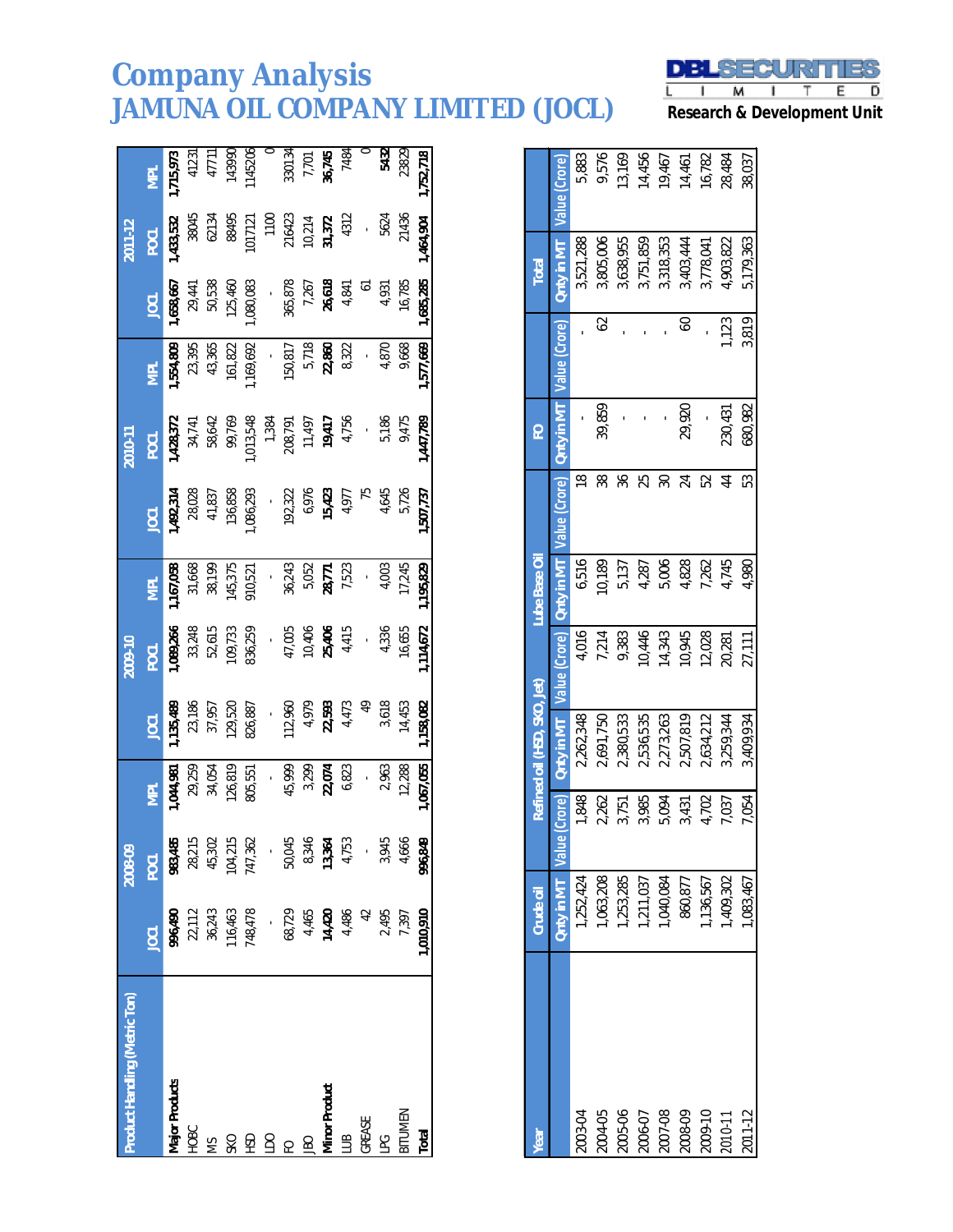# Company Analysis
# JAMUNA OIL COMPANY LIMITED (JOCL)

| Product Handling (Metric Ton) | 2008-09 | | | 2009-10 | | | 2010-11 | | | 2011-12 | | |
|---|---|---|---|---|---|---|---|---|---|---|---|---|
| | JOCL | POCL | MPL | JOCL | POCL | MPL | JOCL | POCL | MPL | JOCL | POCL | MPL |
| **Major Products** | **996,490** | **983,485** | **1,044,981** | **1,135,489** | **1,089,266** | **1,167,058** | **1,492,314** | **1,428,372** | **1,554,809** | **1,658,667** | **1,433,532** | **1,715,973** |
| HOBC | 22,112 | 28,215 | 29,259 | 23,186 | 33,248 | 31,668 | 28,028 | 34,741 | 23,395 | 29,441 | 38045 | 41231 |
| MS | 36,243 | 45,302 | 34,054 | 37,957 | 52,615 | 38,199 | 41,837 | 58,642 | 43,365 | 50,538 | 62134 | 47711 |
| SKO | 116,463 | 104,215 | 126,819 | 129,520 | 109,733 | 145,375 | 136,858 | 99,769 | 161,822 | 125,460 | 88495 | 143990 |
| HSD | 748,478 | 747,362 | 805,551 | 826,887 | 836,259 | 910,521 | 1,086,293 | 1,013,548 | 1,169,692 | 1,080,083 | 1017121 | 1145206 |
| LDO | - | - | - | - | - | - | - | 1,384 | - | - | 1100 | 0 |
| FO | 68,729 | 50,045 | 45,999 | 112,960 | 47,005 | 36,243 | 192,322 | 208,791 | 150,817 | 365,878 | 216423 | 330134 |
| JBO | 4,465 | 8,346 | 3,299 | 4,979 | 10,406 | 5,052 | 6,976 | 11,497 | 5,718 | 7,267 | 10,214 | 7,701 |
| **Minor Product** | **14,420** | **13,364** | **22,074** | **22,593** | **25,406** | **28,771** | **15,423** | **19,417** | **22,860** | **26,618** | **31,372** | **36,745** |
| LUB | 4,486 | 4,753 | 6,823 | 4,473 | 4,415 | 7,523 | 4,977 | 4,756 | 8,322 | 4,841 | 4312 | 7484 |
| GREASE | 42 | - | - | 49 | - | - | 75 | - | - | 61 | - | 0 |
| LPG | 2,495 | 3,945 | 2,963 | 3,618 | 4,336 | 4,003 | 4,645 | 5,186 | 4,870 | 4,931 | 5624 | 5432 |
| BITUMEN | 7,397 | 4,666 | 12,288 | 14,453 | 16,655 | 17,245 | 5,726 | 9,475 | 9,668 | 16,785 | 21436 | 23829 |
| **Total** | **1,010,910** | **996,849** | **1,067,055** | **1,158,082** | **1,114,672** | **1,195,829** | **1,507,737** | **1,447,789** | **1,577,669** | **1,685,285** | **1,464,904** | **1,752,718** |

| Year | Crude oil | | Refined oil (HSD, SKO, Jet) | | Lube Base Oil | | FO | | Total | |
|---|---|---|---|---|---|---|---|---|---|---|
| | Qnty in MT | Value (Crore) | Qnty in MT | Value (Crore) | Qnty in MT | Value (Crore) | Qnty in MT | Value (Crore) | Qnty in MT | Value (Crore) |
| 2003-04 | 1,252,424 | 1,848 | 2,262,348 | 4,016 | 6,516 | 18 | - | - | 3,521,288 | 5,883 |
| 2004-05 | 1,063,208 | 2,262 | 2,691,750 | 7,214 | 10,189 | 38 | 39,859 | 62 | 3,805,006 | 9,576 |
| 2005-06 | 1,253,285 | 3,751 | 2,380,533 | 9,383 | 5,137 | 36 | - | - | 3,638,955 | 13,169 |
| 2006-07 | 1,211,037 | 3,985 | 2,536,535 | 10,446 | 4,287 | 25 | - | - | 3,751,859 | 14,456 |
| 2007-08 | 1,040,084 | 5,094 | 2,273,263 | 14,343 | 5,006 | 30 | - | - | 3,318,353 | 19,467 |
| 2008-09 | 860,877 | 3,431 | 2,507,819 | 10,945 | 4,828 | 24 | 29,920 | 60 | 3,403,444 | 14,461 |
| 2009-10 | 1,136,567 | 4,702 | 2,634,212 | 12,028 | 7,262 | 52 | - | - | 3,778,041 | 16,782 |
| 2010-11 | 1,409,302 | 7,037 | 3,259,344 | 20,281 | 4,745 | 44 | 230,431 | 1,123 | 4,903,822 | 28,484 |
| 2011-12 | 1,083,467 | 7,054 | 3,409,934 | 27,111 | 4,980 | 53 | 680,982 | 3,819 | 5,179,363 | 38,037 |